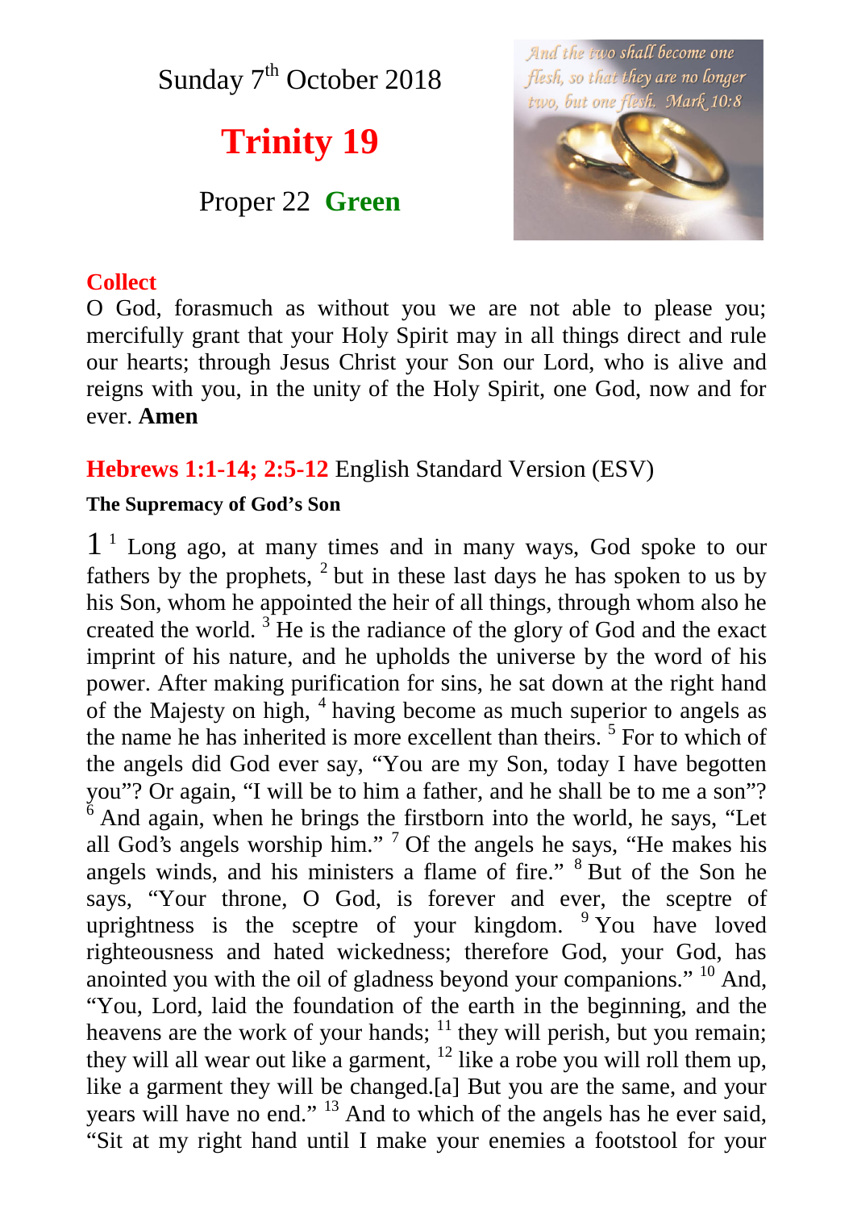Sunday 7th October 2018

# Trinity 19

Proper 22 **Green**

And the two shall become one flesh, so that they are no longer two, but one flesh. Mark 10:8

## Collect

O God, forasmuch as without you we are not able to please you; mercifully grant that your Holy Spirit may in all things direct and rule our hearts; through Jesus Christ your Son our Lord, who is alive and reigns with you, in the unity of the Holy Spirit, one God, now and for ever. **Amen**

## Hebrews 1:1-14; 2:5-12 English Standard Version (ESV)

**The Supremacy of God's Son**

1 [1] Long ago, at many times and in many ways, God spoke to our fathers by the prophets, [2] but in these last days he has spoken to us by his Son, whom he appointed the heir of all things, through whom also he created the world. [3] He is the radiance of the glory of God and the exact imprint of his nature, and he upholds the universe by the word of his power. After making purification for sins, he sat down at the right hand of the Majesty on high, [4] having become as much superior to angels as the name he has inherited is more excellent than theirs. [5] For to which of the angels did God ever say, "You are my Son, today I have begotten you"? Or again, "I will be to him a father, and he shall be to me a son"? [6] And again, when he brings the firstborn into the world, he says, "Let all God's angels worship him." [7] Of the angels he says, "He makes his angels winds, and his ministers a flame of fire." [8] But of the Son he says, "Your throne, O God, is forever and ever, the sceptre of uprightness is the sceptre of your kingdom. [9] You have loved righteousness and hated wickedness; therefore God, your God, has anointed you with the oil of gladness beyond your companions." [10] And, "You, Lord, laid the foundation of the earth in the beginning, and the heavens are the work of your hands; [11] they will perish, but you remain; they will all wear out like a garment, [12] like a robe you will roll them up, like a garment they will be changed.[a] But you are the same, and your years will have no end." [13] And to which of the angels has he ever said, "Sit at my right hand until I make your enemies a footstool for your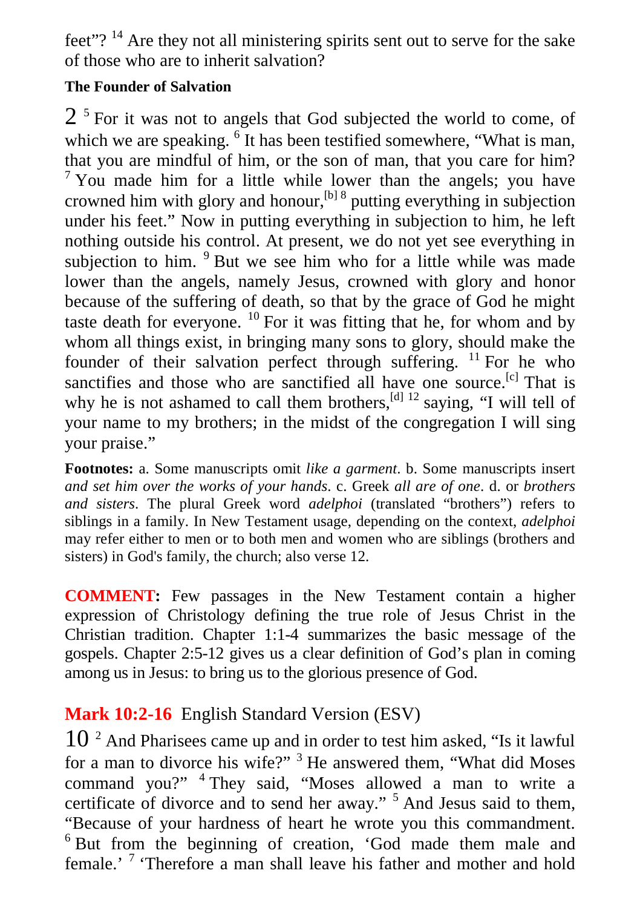feet”? [14] Are they not all ministering spirits sent out to serve for the sake of those who are to inherit salvation?

**The Founder of Salvation**

2 [5] For it was not to angels that God subjected the world to come, of which we are speaking. [6] It has been testified somewhere, “What is man, that you are mindful of him, or the son of man, that you care for him? [7] You made him for a little while lower than the angels; you have crowned him with glory and honour,[b] [8] putting everything in subjection under his feet.” Now in putting everything in subjection to him, he left nothing outside his control. At present, we do not yet see everything in subjection to him. [9] But we see him who for a little while was made lower than the angels, namely Jesus, crowned with glory and honor because of the suffering of death, so that by the grace of God he might taste death for everyone. [10] For it was fitting that he, for whom and by whom all things exist, in bringing many sons to glory, should make the founder of their salvation perfect through suffering. [11] For he who sanctifies and those who are sanctified all have one source.[c] That is why he is not ashamed to call them brothers,[d] [12] saying, “I will tell of your name to my brothers; in the midst of the congregation I will sing your praise.”

**Footnotes:** a. Some manuscripts omit *like a garment*. b. Some manuscripts insert *and set him over the works of your hands*. c. Greek *all are of one*. d. or *brothers and sisters*. The plural Greek word *adelphoi* (translated “brothers”) refers to siblings in a family. In New Testament usage, depending on the context, *adelphoi* may refer either to men or to both men and women who are siblings (brothers and sisters) in God's family, the church; also verse 12.

**COMMENT:** Few passages in the New Testament contain a higher expression of Christology defining the true role of Jesus Christ in the Christian tradition. Chapter 1:1-4 summarizes the basic message of the gospels. Chapter 2:5-12 gives us a clear definition of God’s plan in coming among us in Jesus: to bring us to the glorious presence of God.

## **Mark 10:2-16** English Standard Version (ESV)

10 [2] And Pharisees came up and in order to test him asked, “Is it lawful for a man to divorce his wife?” [3] He answered them, “What did Moses command you?” [4] They said, “Moses allowed a man to write a certificate of divorce and to send her away.” [5] And Jesus said to them, “Because of your hardness of heart he wrote you this commandment. [6] But from the beginning of creation, ‘God made them male and female.’ [7] ‘Therefore a man shall leave his father and mother and hold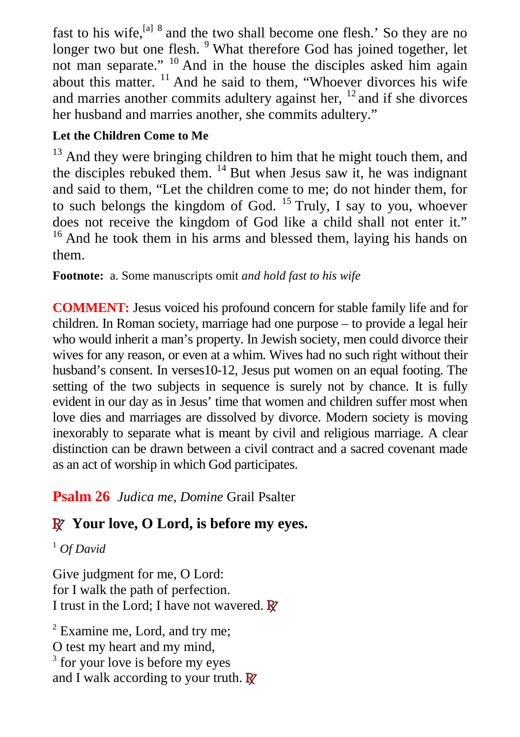fast to his wife,[a] [8] and the two shall become one flesh.' So they are no longer two but one flesh. [9] What therefore God has joined together, let not man separate." [10] And in the house the disciples asked him again about this matter. [11] And he said to them, "Whoever divorces his wife and marries another commits adultery against her, [12] and if she divorces her husband and marries another, she commits adultery."

**Let the Children Come to Me**

[13] And they were bringing children to him that he might touch them, and the disciples rebuked them. [14] But when Jesus saw it, he was indignant and said to them, "Let the children come to me; do not hinder them, for to such belongs the kingdom of God. [15] Truly, I say to you, whoever does not receive the kingdom of God like a child shall not enter it." [16] And he took them in his arms and blessed them, laying his hands on them.

**Footnote:** a. Some manuscripts omit *and hold fast to his wife*

**COMMENT:** Jesus voiced his profound concern for stable family life and for children. In Roman society, marriage had one purpose – to provide a legal heir who would inherit a man's property. In Jewish society, men could divorce their wives for any reason, or even at a whim. Wives had no such right without their husband's consent. In verses10-12, Jesus put women on an equal footing. The setting of the two subjects in sequence is surely not by chance. It is fully evident in our day as in Jesus' time that women and children suffer most when love dies and marriages are dissolved by divorce. Modern society is moving inexorably to separate what is meant by civil and religious marriage. A clear distinction can be drawn between a civil contract and a sacred covenant made as an act of worship in which God participates.

## **Psalm 26** *Judica me, Domine* Grail Psalter

### ℟ Your love, O Lord, is before my eyes.

[1] *Of David*

Give judgment for me, O Lord:
for I walk the path of perfection.
I trust in the Lord; I have not wavered. ℟

[2] Examine me, Lord, and try me;
O test my heart and my mind,
[3] for your love is before my eyes
and I walk according to your truth. ℟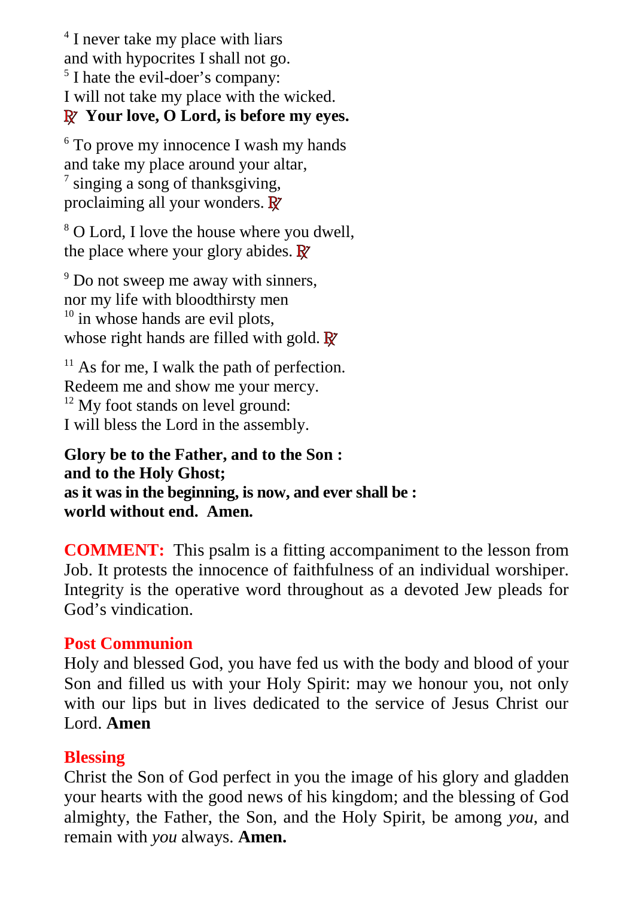[4] I never take my place with liars
and with hypocrites I shall not go.
[5] I hate the evil-doer’s company:
I will not take my place with the wicked.
℟ **Your love, O Lord, is before my eyes.**

[6] To prove my innocence I wash my hands
and take my place around your altar,
[7] singing a song of thanksgiving,
proclaiming all your wonders. ℟

[8] O Lord, I love the house where you dwell,
the place where your glory abides. ℟

[9] Do not sweep me away with sinners,
nor my life with bloodthirsty men
[10] in whose hands are evil plots,
whose right hands are filled with gold. ℟

[11] As for me, I walk the path of perfection.
Redeem me and show me your mercy.
[12] My foot stands on level ground:
I will bless the Lord in the assembly.

**Glory be to the Father, and to the Son :**
**and to the Holy Ghost;**
**as it was in the beginning, is now, and ever shall be :**
**world without end. Amen.**

**COMMENT:** This psalm is a fitting accompaniment to the lesson from Job. It protests the innocence of faithfulness of an individual worshiper. Integrity is the operative word throughout as a devoted Jew pleads for God’s vindication.

## Post Communion

Holy and blessed God, you have fed us with the body and blood of your Son and filled us with your Holy Spirit: may we honour you, not only with our lips but in lives dedicated to the service of Jesus Christ our Lord. **Amen**

## Blessing

Christ the Son of God perfect in you the image of his glory and gladden your hearts with the good news of his kingdom; and the blessing of God almighty, the Father, the Son, and the Holy Spirit, be among *you*, and remain with *you* always. **Amen.**